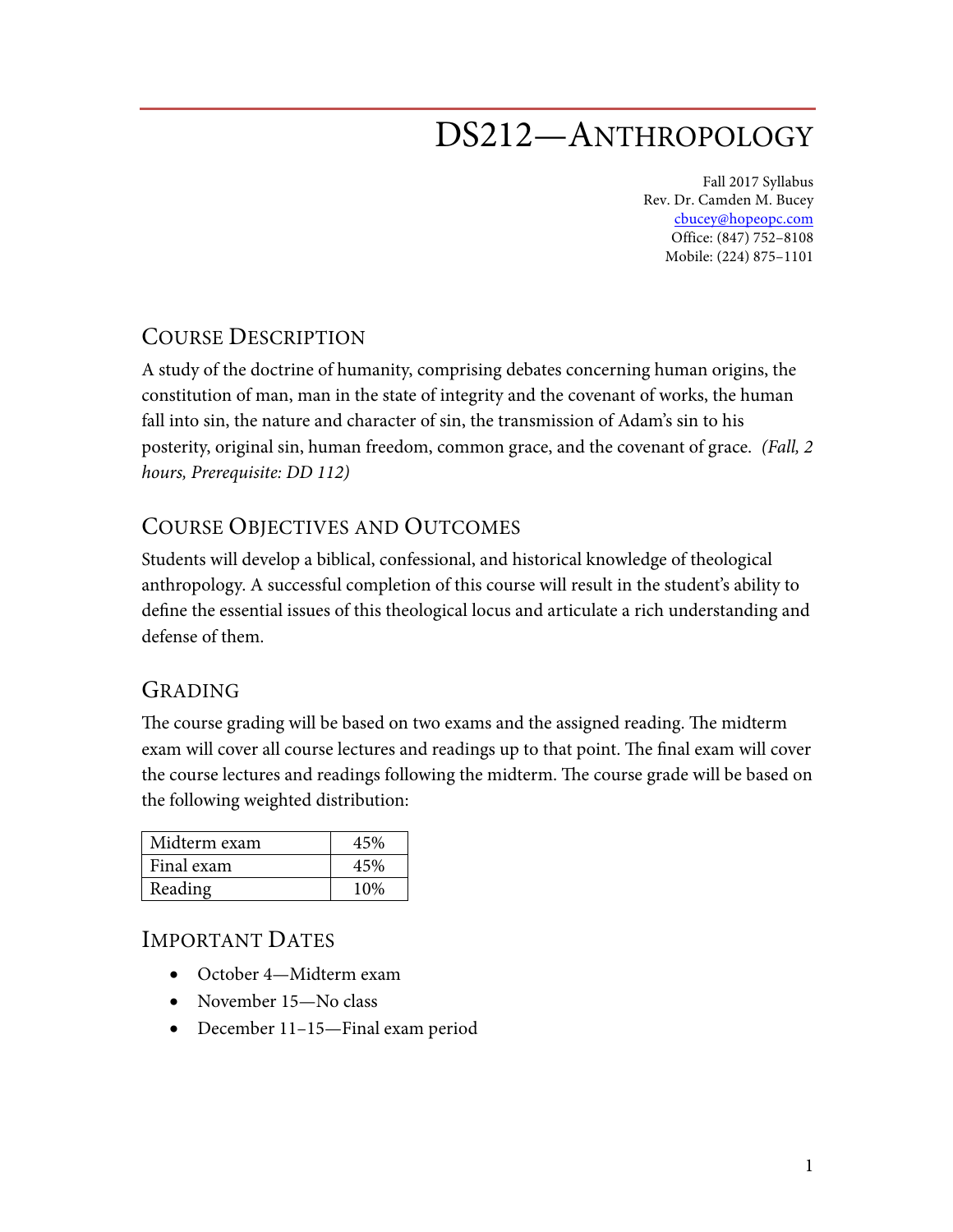# DS212—Anthropology

Fall 2017 Syllabus
Rev. Dr. Camden M. Bucey
cbucey@hopeopc.com
Office: (847) 752–8108
Mobile: (224) 875–1101

## Course Description

A study of the doctrine of humanity, comprising debates concerning human origins, the constitution of man, man in the state of integrity and the covenant of works, the human fall into sin, the nature and character of sin, the transmission of Adam's sin to his posterity, original sin, human freedom, common grace, and the covenant of grace. *(Fall, 2 hours, Prerequisite: DD 112)*

## Course Objectives and Outcomes

Students will develop a biblical, confessional, and historical knowledge of theological anthropology. A successful completion of this course will result in the student's ability to define the essential issues of this theological locus and articulate a rich understanding and defense of them.

## Grading

The course grading will be based on two exams and the assigned reading. The midterm exam will cover all course lectures and readings up to that point. The final exam will cover the course lectures and readings following the midterm. The course grade will be based on the following weighted distribution:

| Component | Weight |
|---|---|
| Midterm exam | 45% |
| Final exam | 45% |
| Reading | 10% |

## Important Dates

- October 4—Midterm exam
- November 15—No class
- December 11–15—Final exam period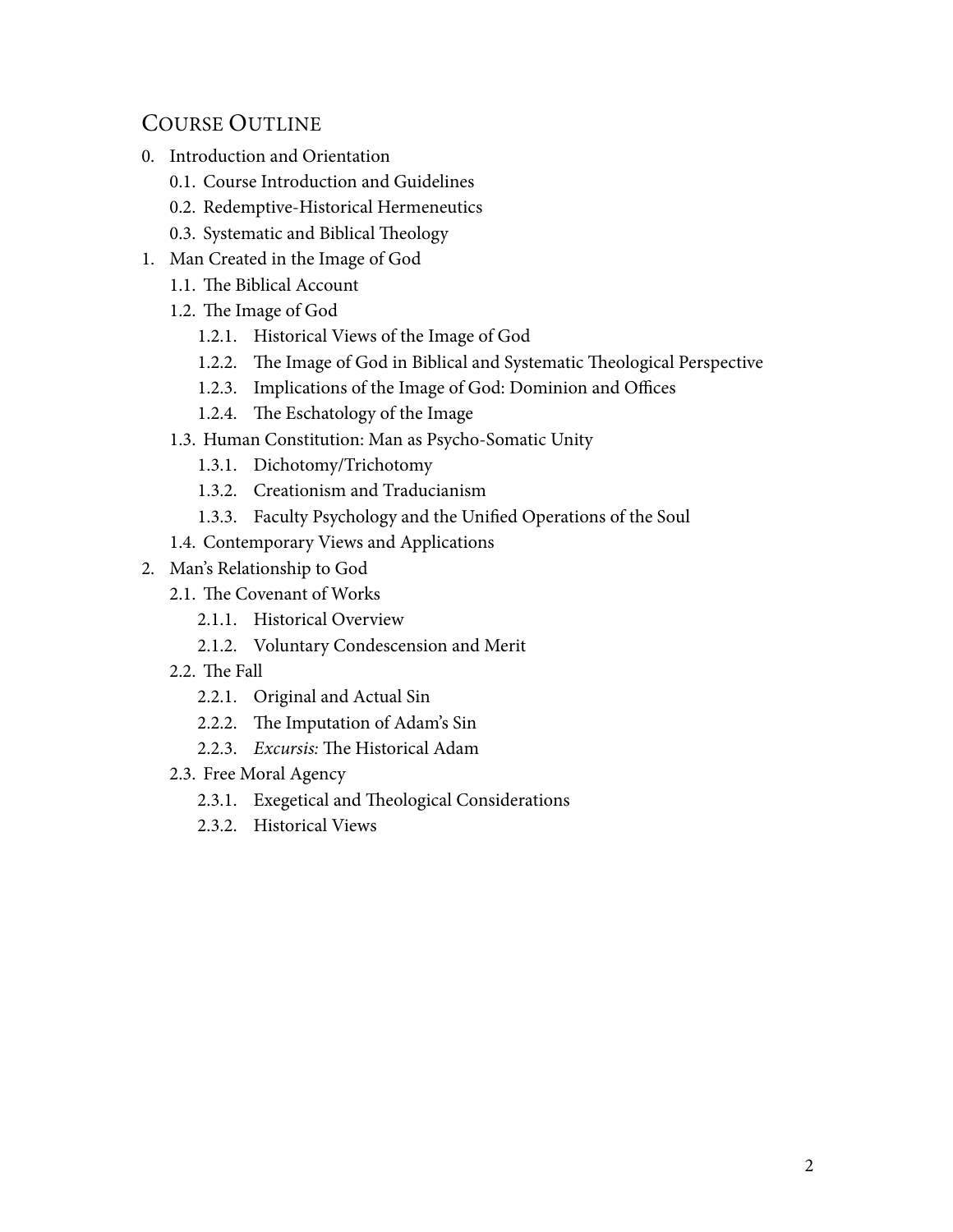## Course Outline

0. Introduction and Orientation
   - 0.1. Course Introduction and Guidelines
   - 0.2. Redemptive-Historical Hermeneutics
   - 0.3. Systematic and Biblical Theology
1. Man Created in the Image of God
   - 1.1. The Biblical Account
   - 1.2. The Image of God
     - 1.2.1. Historical Views of the Image of God
     - 1.2.2. The Image of God in Biblical and Systematic Theological Perspective
     - 1.2.3. Implications of the Image of God: Dominion and Offices
     - 1.2.4. The Eschatology of the Image
   - 1.3. Human Constitution: Man as Psycho-Somatic Unity
     - 1.3.1. Dichotomy/Trichotomy
     - 1.3.2. Creationism and Traducianism
     - 1.3.3. Faculty Psychology and the Unified Operations of the Soul
   - 1.4. Contemporary Views and Applications
2. Man's Relationship to God
   - 2.1. The Covenant of Works
     - 2.1.1. Historical Overview
     - 2.1.2. Voluntary Condescension and Merit
   - 2.2. The Fall
     - 2.2.1. Original and Actual Sin
     - 2.2.2. The Imputation of Adam's Sin
     - 2.2.3. *Excursis:* The Historical Adam
   - 2.3. Free Moral Agency
     - 2.3.1. Exegetical and Theological Considerations
     - 2.3.2. Historical Views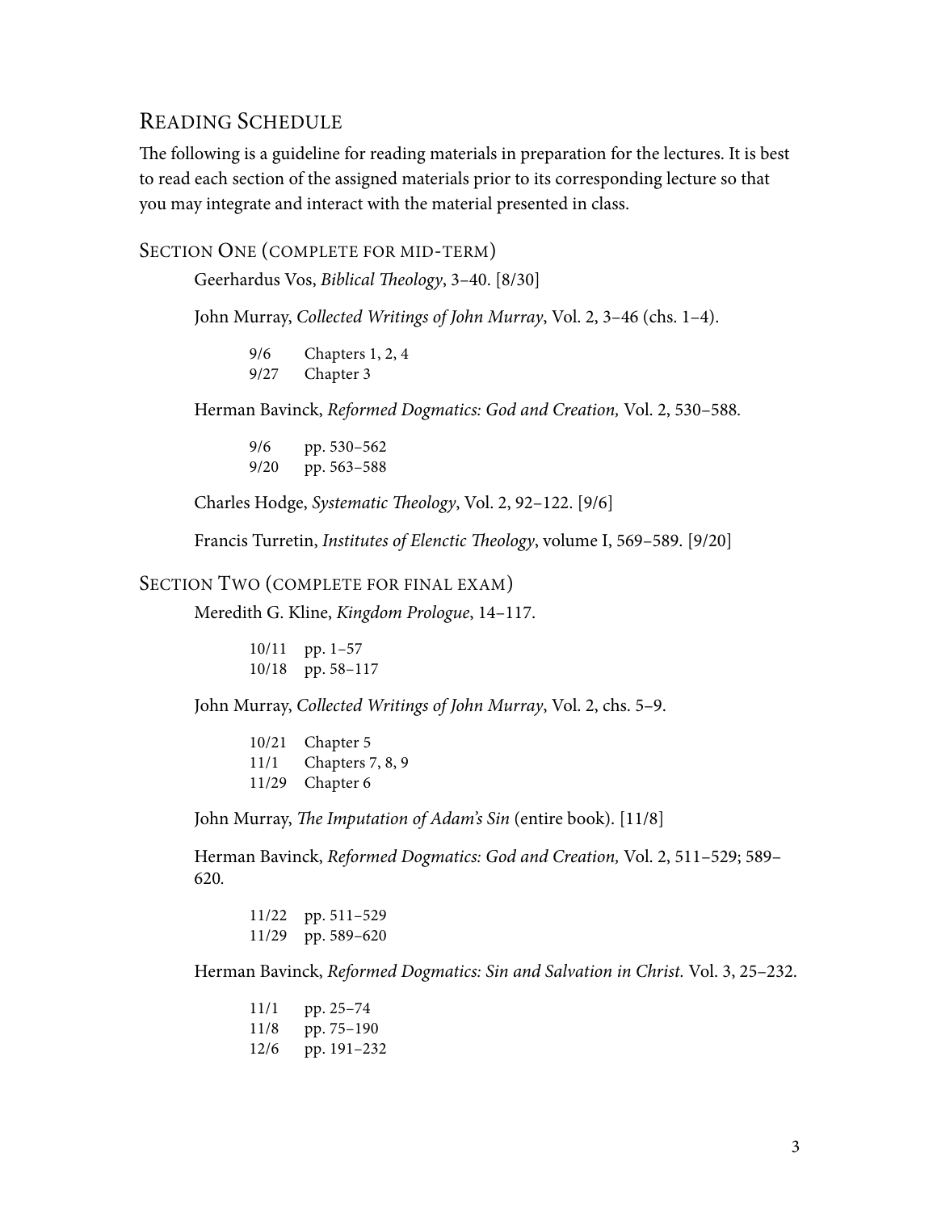## Reading Schedule

The following is a guideline for reading materials in preparation for the lectures. It is best to read each section of the assigned materials prior to its corresponding lecture so that you may integrate and interact with the material presented in class.

### Section One (complete for mid-term)

Geerhardus Vos, *Biblical Theology*, 3–40. [8/30]

John Murray, *Collected Writings of John Murray*, Vol. 2, 3–46 (chs. 1–4).

- 9/6 Chapters 1, 2, 4
- 9/27 Chapter 3

Herman Bavinck, *Reformed Dogmatics: God and Creation,* Vol. 2, 530–588.

- 9/6 pp. 530–562
- 9/20 pp. 563–588

Charles Hodge, *Systematic Theology*, Vol. 2, 92–122. [9/6]

Francis Turretin, *Institutes of Elenctic Theology*, volume I, 569–589. [9/20]

### Section Two (complete for final exam)

Meredith G. Kline, *Kingdom Prologue*, 14–117.

- 10/11 pp. 1–57
- 10/18 pp. 58–117

John Murray, *Collected Writings of John Murray*, Vol. 2, chs. 5–9.

- 10/21 Chapter 5
- 11/1 Chapters 7, 8, 9
- 11/29 Chapter 6

John Murray, *The Imputation of Adam's Sin* (entire book). [11/8]

Herman Bavinck, *Reformed Dogmatics: God and Creation,* Vol. 2, 511–529; 589–620.

- 11/22 pp. 511–529
- 11/29 pp. 589–620

Herman Bavinck, *Reformed Dogmatics: Sin and Salvation in Christ.* Vol. 3, 25–232.

- 11/1 pp. 25–74
- 11/8 pp. 75–190
- 12/6 pp. 191–232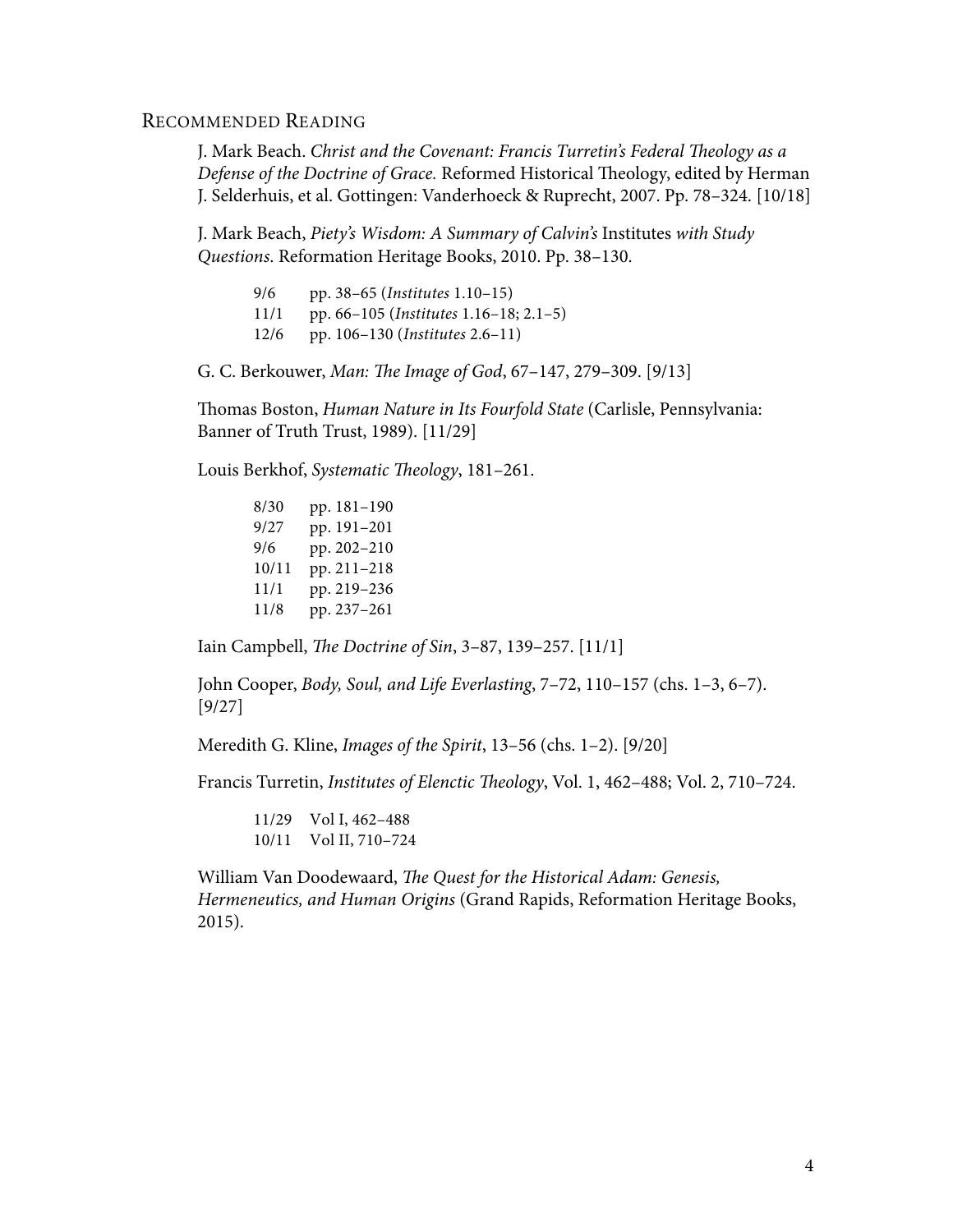## Recommended Reading

J. Mark Beach. *Christ and the Covenant: Francis Turretin's Federal Theology as a Defense of the Doctrine of Grace.* Reformed Historical Theology, edited by Herman J. Selderhuis, et al. Gottingen: Vanderhoeck & Ruprecht, 2007. Pp. 78–324. [10/18]

J. Mark Beach, *Piety's Wisdom: A Summary of Calvin's* Institutes *with Study Questions*. Reformation Heritage Books, 2010. Pp. 38–130.

| | |
|---|---|
| 9/6 | pp. 38–65 (*Institutes* 1.10–15) |
| 11/1 | pp. 66–105 (*Institutes* 1.16–18; 2.1–5) |
| 12/6 | pp. 106–130 (*Institutes* 2.6–11) |

G. C. Berkouwer, *Man: The Image of God*, 67–147, 279–309. [9/13]

Thomas Boston, *Human Nature in Its Fourfold State* (Carlisle, Pennsylvania: Banner of Truth Trust, 1989). [11/29]

Louis Berkhof, *Systematic Theology*, 181–261.

| | |
|---|---|
| 8/30 | pp. 181–190 |
| 9/27 | pp. 191–201 |
| 9/6 | pp. 202–210 |
| 10/11 | pp. 211–218 |
| 11/1 | pp. 219–236 |
| 11/8 | pp. 237–261 |

Iain Campbell, *The Doctrine of Sin*, 3–87, 139–257. [11/1]

John Cooper, *Body, Soul, and Life Everlasting*, 7–72, 110–157 (chs. 1–3, 6–7). [9/27]

Meredith G. Kline, *Images of the Spirit*, 13–56 (chs. 1–2). [9/20]

Francis Turretin, *Institutes of Elenctic Theology*, Vol. 1, 462–488; Vol. 2, 710–724.

| | |
|---|---|
| 11/29 | Vol I, 462–488 |
| 10/11 | Vol II, 710–724 |

William Van Doodewaard, *The Quest for the Historical Adam: Genesis, Hermeneutics, and Human Origins* (Grand Rapids, Reformation Heritage Books, 2015).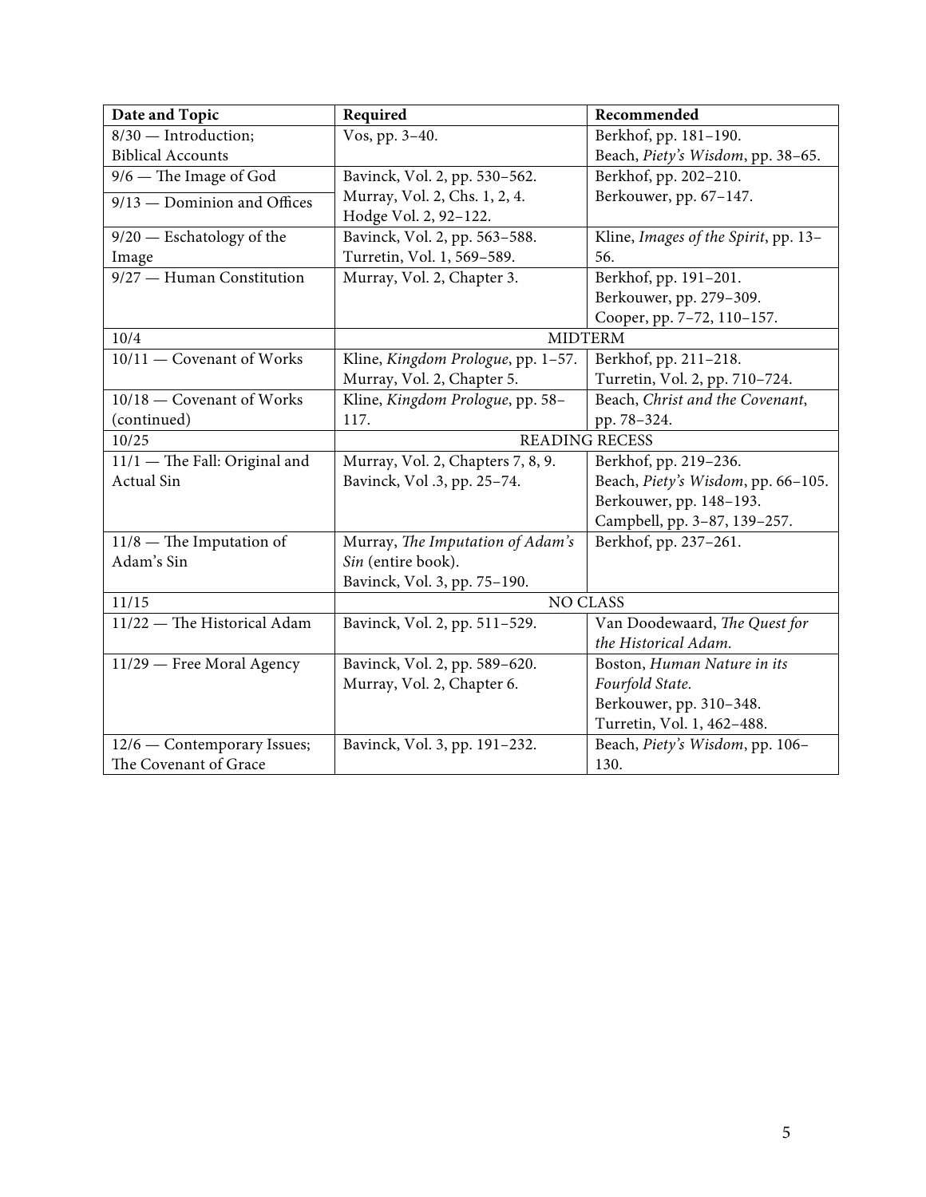| Date and Topic | Required | Recommended |
|---|---|---|
| 8/30 — Introduction; Biblical Accounts | Vos, pp. 3–40. | Berkhof, pp. 181–190. Beach, *Piety's Wisdom*, pp. 38–65. |
| 9/6 — The Image of God | Bavinck, Vol. 2, pp. 530–562. Murray, Vol. 2, Chs. 1, 2, 4. Hodge Vol. 2, 92–122. | Berkhof, pp. 202–210. Berkouwer, pp. 67–147. |
| 9/13 — Dominion and Offices | | |
| 9/20 — Eschatology of the Image | Bavinck, Vol. 2, pp. 563–588. Turretin, Vol. 1, 569–589. | Kline, *Images of the Spirit*, pp. 13–56. |
| 9/27 — Human Constitution | Murray, Vol. 2, Chapter 3. | Berkhof, pp. 191–201. Berkouwer, pp. 279–309. Cooper, pp. 7–72, 110–157. |
| 10/4 | MIDTERM | |
| 10/11 — Covenant of Works | Kline, *Kingdom Prologue*, pp. 1–57. Murray, Vol. 2, Chapter 5. | Berkhof, pp. 211–218. Turretin, Vol. 2, pp. 710–724. |
| 10/18 — Covenant of Works (continued) | Kline, *Kingdom Prologue*, pp. 58–117. | Beach, *Christ and the Covenant*, pp. 78–324. |
| 10/25 | READING RECESS | |
| 11/1 — The Fall: Original and Actual Sin | Murray, Vol. 2, Chapters 7, 8, 9. Bavinck, Vol .3, pp. 25–74. | Berkhof, pp. 219–236. Beach, *Piety's Wisdom*, pp. 66–105. Berkouwer, pp. 148–193. Campbell, pp. 3–87, 139–257. |
| 11/8 — The Imputation of Adam's Sin | Murray, *The Imputation of Adam's Sin* (entire book). Bavinck, Vol. 3, pp. 75–190. | Berkhof, pp. 237–261. |
| 11/15 | NO CLASS | |
| 11/22 — The Historical Adam | Bavinck, Vol. 2, pp. 511–529. | Van Doodewaard, *The Quest for the Historical Adam.* |
| 11/29 — Free Moral Agency | Bavinck, Vol. 2, pp. 589–620. Murray, Vol. 2, Chapter 6. | Boston, *Human Nature in its Fourfold State.* Berkouwer, pp. 310–348. Turretin, Vol. 1, 462–488. |
| 12/6 — Contemporary Issues; The Covenant of Grace | Bavinck, Vol. 3, pp. 191–232. | Beach, *Piety's Wisdom*, pp. 106–130. |